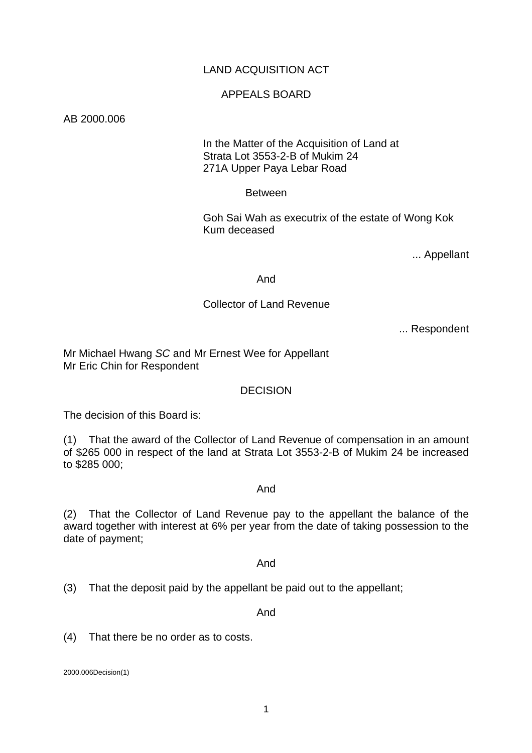LAND ACQUISITION ACT

APPEALS BOARD

AB 2000.006

In the Matter of the Acquisition of Land at
Strata Lot 3553-2-B of Mukim 24
271A Upper Paya Lebar Road

Between

Goh Sai Wah as executrix of the estate of Wong Kok Kum deceased

... Appellant

And

Collector of Land Revenue

... Respondent

Mr Michael Hwang *SC* and Mr Ernest Wee for Appellant
Mr Eric Chin for Respondent

DECISION

The decision of this Board is:

(1) That the award of the Collector of Land Revenue of compensation in an amount of $265 000 in respect of the land at Strata Lot 3553-2-B of Mukim 24 be increased to $285 000;

And

(2) That the Collector of Land Revenue pay to the appellant the balance of the award together with interest at 6% per year from the date of taking possession to the date of payment;

And

(3) That the deposit paid by the appellant be paid out to the appellant;

And

(4) That there be no order as to costs.

2000.006Decision(1)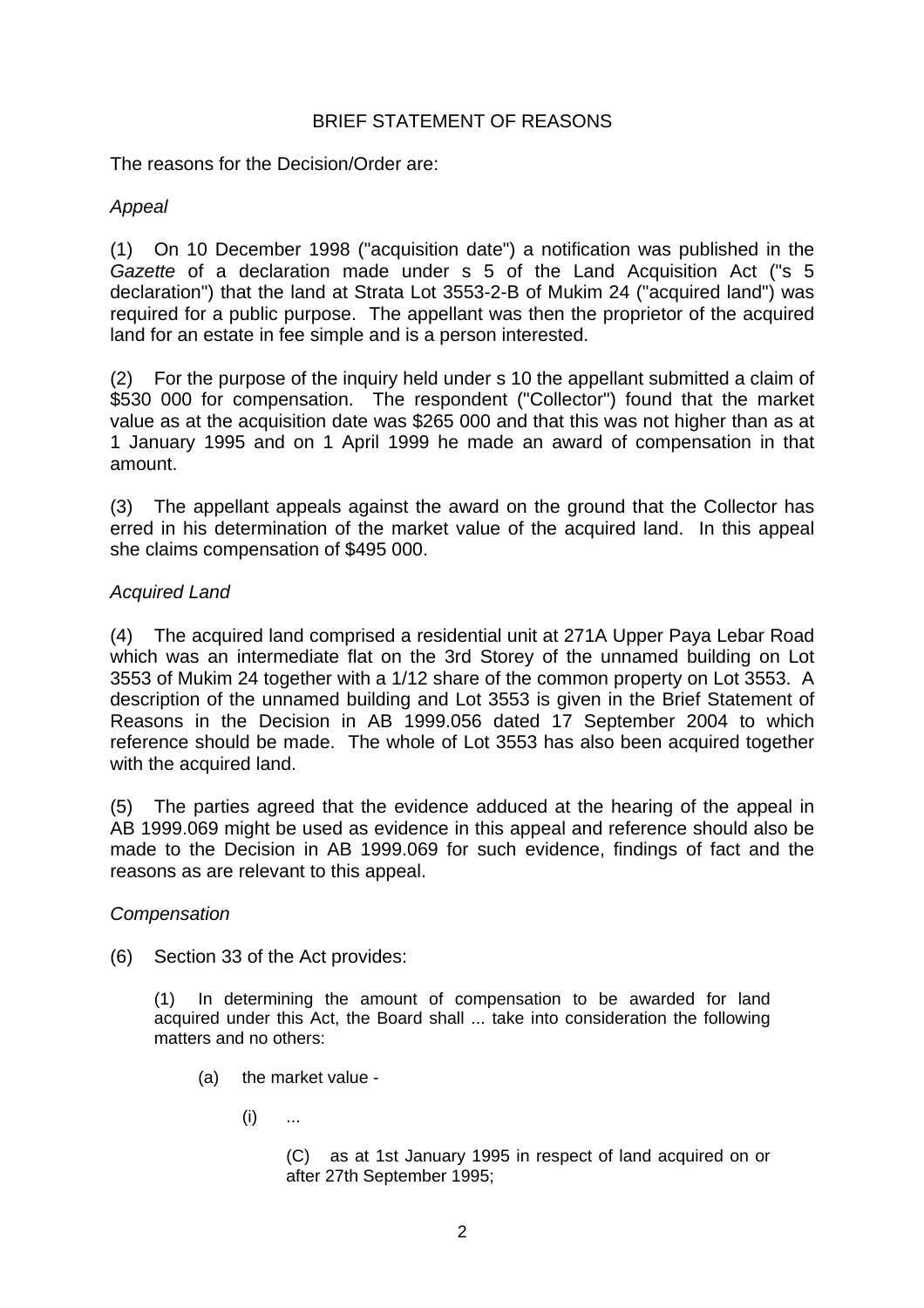BRIEF STATEMENT OF REASONS

The reasons for the Decision/Order are:

*Appeal*

(1) On 10 December 1998 ("acquisition date") a notification was published in the *Gazette* of a declaration made under s 5 of the Land Acquisition Act ("s 5 declaration") that the land at Strata Lot 3553-2-B of Mukim 24 ("acquired land") was required for a public purpose. The appellant was then the proprietor of the acquired land for an estate in fee simple and is a person interested.

(2) For the purpose of the inquiry held under s 10 the appellant submitted a claim of $530 000 for compensation. The respondent ("Collector") found that the market value as at the acquisition date was $265 000 and that this was not higher than as at 1 January 1995 and on 1 April 1999 he made an award of compensation in that amount.

(3) The appellant appeals against the award on the ground that the Collector has erred in his determination of the market value of the acquired land. In this appeal she claims compensation of $495 000.

*Acquired Land*

(4) The acquired land comprised a residential unit at 271A Upper Paya Lebar Road which was an intermediate flat on the 3rd Storey of the unnamed building on Lot 3553 of Mukim 24 together with a 1/12 share of the common property on Lot 3553. A description of the unnamed building and Lot 3553 is given in the Brief Statement of Reasons in the Decision in AB 1999.056 dated 17 September 2004 to which reference should be made. The whole of Lot 3553 has also been acquired together with the acquired land.

(5) The parties agreed that the evidence adduced at the hearing of the appeal in AB 1999.069 might be used as evidence in this appeal and reference should also be made to the Decision in AB 1999.069 for such evidence, findings of fact and the reasons as are relevant to this appeal.

*Compensation*

(6) Section 33 of the Act provides:

> (1) In determining the amount of compensation to be awarded for land acquired under this Act, the Board shall ... take into consideration the following matters and no others:
>
> (a) the market value -
>
> (i) ...
>
> (C) as at 1st January 1995 in respect of land acquired on or after 27th September 1995;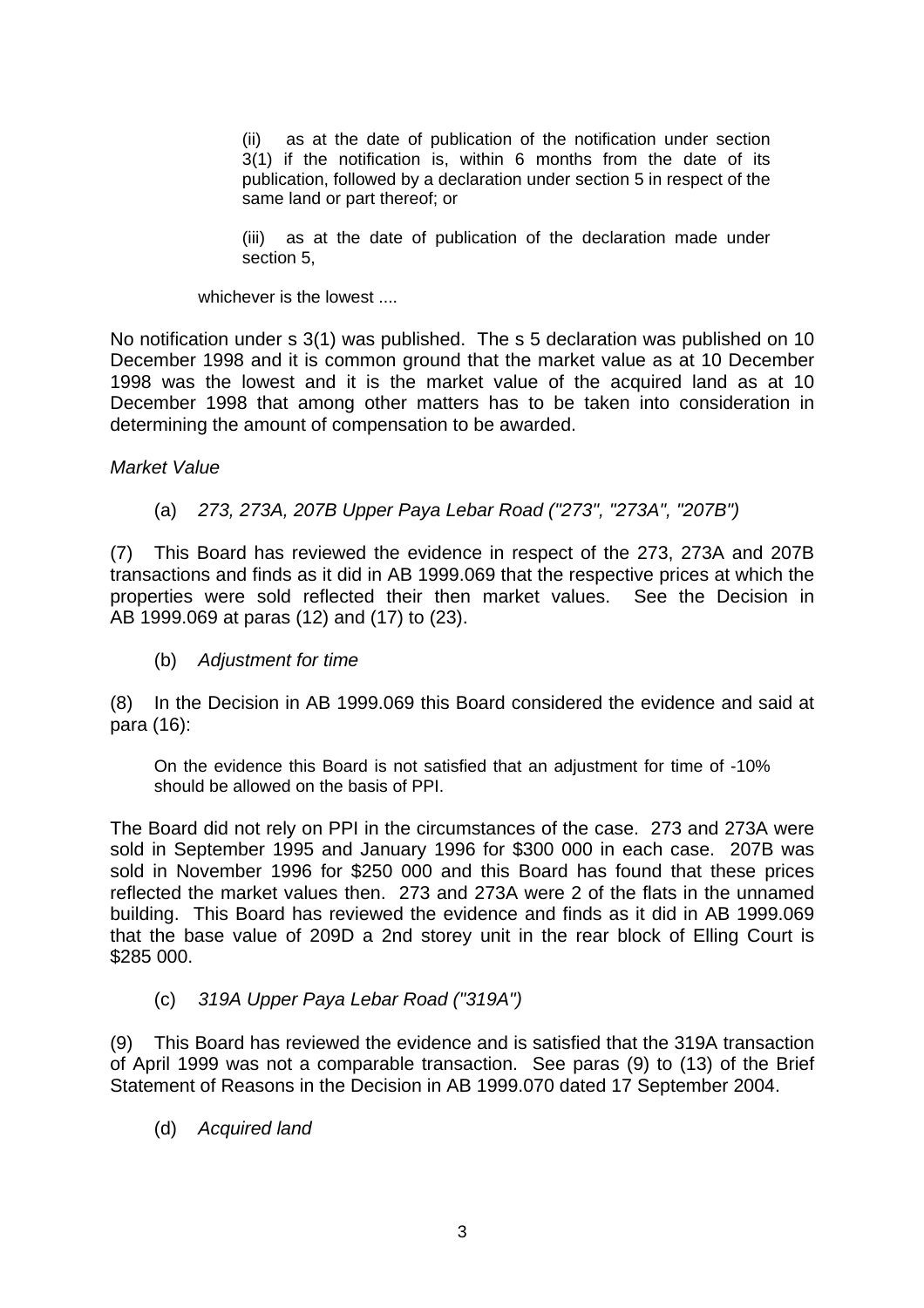> (ii) as at the date of publication of the notification under section 3(1) if the notification is, within 6 months from the date of its publication, followed by a declaration under section 5 in respect of the same land or part thereof; or
>
> (iii) as at the date of publication of the declaration made under section 5,
>
> whichever is the lowest ....

No notification under s 3(1) was published. The s 5 declaration was published on 10 December 1998 and it is common ground that the market value as at 10 December 1998 was the lowest and it is the market value of the acquired land as at 10 December 1998 that among other matters has to be taken into consideration in determining the amount of compensation to be awarded.

*Market Value*

(a) *273, 273A, 207B Upper Paya Lebar Road ("273", "273A", "207B")*

(7) This Board has reviewed the evidence in respect of the 273, 273A and 207B transactions and finds as it did in AB 1999.069 that the respective prices at which the properties were sold reflected their then market values. See the Decision in AB 1999.069 at paras (12) and (17) to (23).

(b) *Adjustment for time*

(8) In the Decision in AB 1999.069 this Board considered the evidence and said at para (16):

> On the evidence this Board is not satisfied that an adjustment for time of -10% should be allowed on the basis of PPI.

The Board did not rely on PPI in the circumstances of the case. 273 and 273A were sold in September 1995 and January 1996 for $300 000 in each case. 207B was sold in November 1996 for $250 000 and this Board has found that these prices reflected the market values then. 273 and 273A were 2 of the flats in the unnamed building. This Board has reviewed the evidence and finds as it did in AB 1999.069 that the base value of 209D a 2nd storey unit in the rear block of Elling Court is $285 000.

(c) *319A Upper Paya Lebar Road ("319A")*

(9) This Board has reviewed the evidence and is satisfied that the 319A transaction of April 1999 was not a comparable transaction. See paras (9) to (13) of the Brief Statement of Reasons in the Decision in AB 1999.070 dated 17 September 2004.

(d) *Acquired land*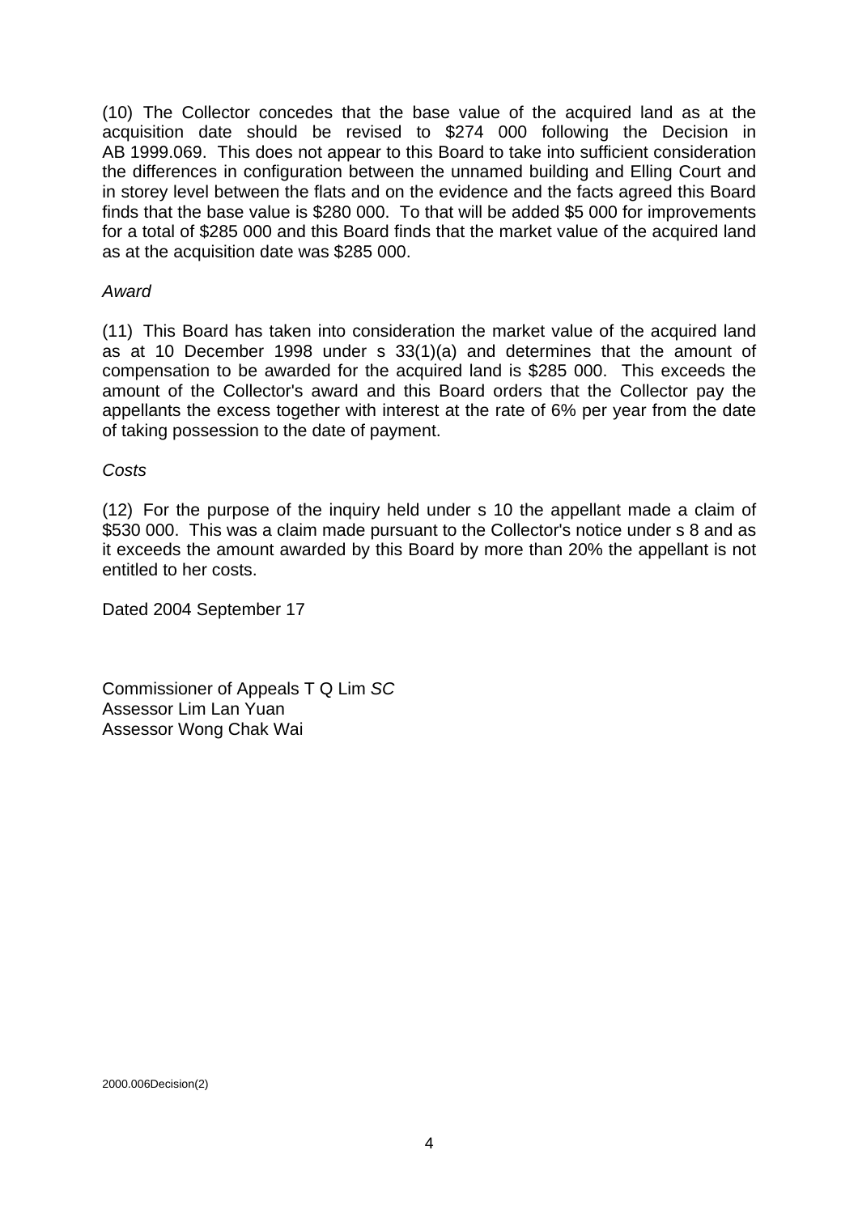(10) The Collector concedes that the base value of the acquired land as at the acquisition date should be revised to $274 000 following the Decision in AB 1999.069. This does not appear to this Board to take into sufficient consideration the differences in configuration between the unnamed building and Elling Court and in storey level between the flats and on the evidence and the facts agreed this Board finds that the base value is $280 000. To that will be added $5 000 for improvements for a total of $285 000 and this Board finds that the market value of the acquired land as at the acquisition date was $285 000.

*Award*

(11) This Board has taken into consideration the market value of the acquired land as at 10 December 1998 under s 33(1)(a) and determines that the amount of compensation to be awarded for the acquired land is $285 000. This exceeds the amount of the Collector's award and this Board orders that the Collector pay the appellants the excess together with interest at the rate of 6% per year from the date of taking possession to the date of payment.

*Costs*

(12) For the purpose of the inquiry held under s 10 the appellant made a claim of $530 000. This was a claim made pursuant to the Collector's notice under s 8 and as it exceeds the amount awarded by this Board by more than 20% the appellant is not entitled to her costs.

Dated 2004 September 17

Commissioner of Appeals T Q Lim *SC*
Assessor Lim Lan Yuan
Assessor Wong Chak Wai

2000.006Decision(2)